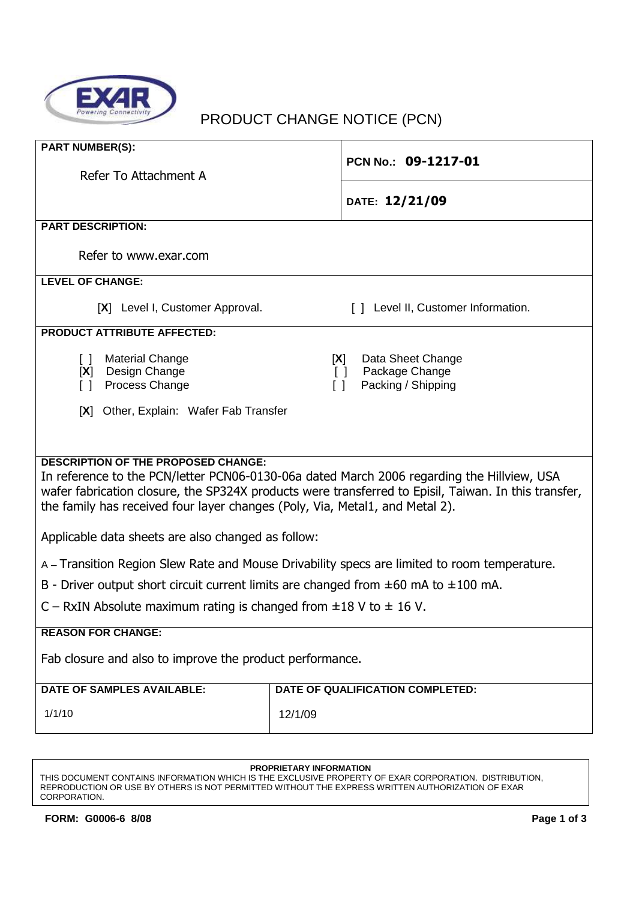# PRODUCT CHANGE NOTICE (PCN)

| PART NUMBER(S): Refer To Attachment A | PCN No.: **09-1217-01** |
|---|---|
| | DATE: **12/21/09** |

**PART DESCRIPTION:**

Refer to www.exar.com

**LEVEL OF CHANGE:**

[X] Level I, Customer Approval. [ ] Level II, Customer Information.

**PRODUCT ATTRIBUTE AFFECTED:**

[ ] Material Change
[X] Design Change
[ ] Process Change
[X] Data Sheet Change
[ ] Package Change
[ ] Packing / Shipping

[X] Other, Explain: Wafer Fab Transfer

**DESCRIPTION OF THE PROPOSED CHANGE:**

In reference to the PCN/letter PCN06-0130-06a dated March 2006 regarding the Hillview, USA wafer fabrication closure, the SP324X products were transferred to Episil, Taiwan. In this transfer, the family has received four layer changes (Poly, Via, Metal1, and Metal 2).

Applicable data sheets are also changed as follow:

A – Transition Region Slew Rate and Mouse Drivability specs are limited to room temperature.

B - Driver output short circuit current limits are changed from ±60 mA to ±100 mA.

C – RxIN Absolute maximum rating is changed from ±18 V to ± 16 V.

**REASON FOR CHANGE:**

Fab closure and also to improve the product performance.

| DATE OF SAMPLES AVAILABLE: | DATE OF QUALIFICATION COMPLETED: |
|---|---|
| 1/1/10 | 12/1/09 |

**PROPRIETARY INFORMATION**
THIS DOCUMENT CONTAINS INFORMATION WHICH IS THE EXCLUSIVE PROPERTY OF EXAR CORPORATION. DISTRIBUTION, REPRODUCTION OR USE BY OTHERS IS NOT PERMITTED WITHOUT THE EXPRESS WRITTEN AUTHORIZATION OF EXAR CORPORATION.

FORM: G0006-6 8/08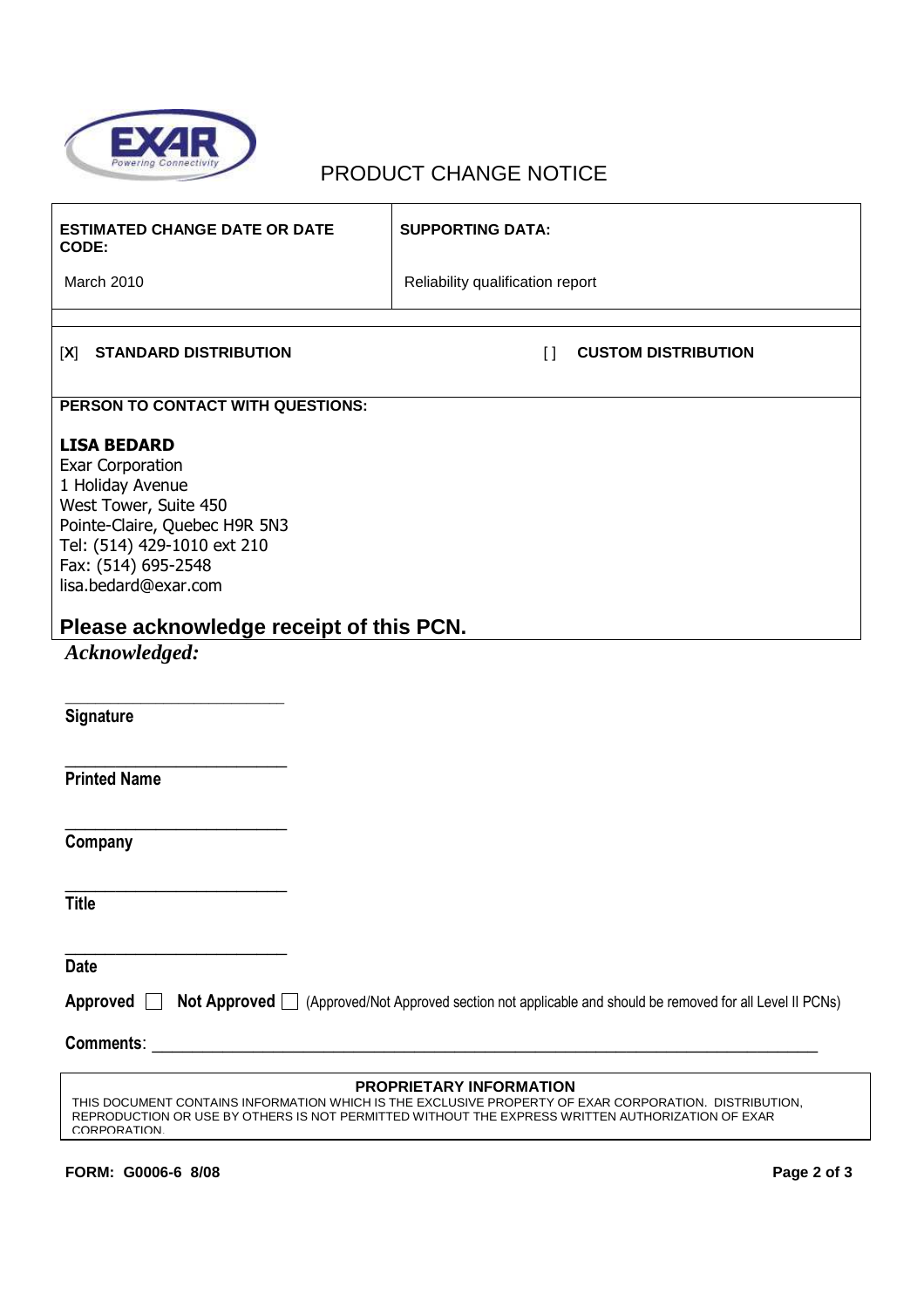# PRODUCT CHANGE NOTICE

| ESTIMATED CHANGE DATE OR DATE CODE: | SUPPORTING DATA: |
| --- | --- |
| March 2010 | Reliability qualification report |

[X] **STANDARD DISTRIBUTION** [ ] **CUSTOM DISTRIBUTION**

**PERSON TO CONTACT WITH QUESTIONS:**

**LISA BEDARD**
Exar Corporation
1 Holiday Avenue
West Tower, Suite 450
Pointe-Claire, Quebec H9R 5N3
Tel: (514) 429-1010 ext 210
Fax: (514) 695-2548
lisa.bedard@exar.com

## Please acknowledge receipt of this PCN.

***Acknowledged:***

\_\_\_\_\_\_\_\_\_\_\_\_\_\_\_\_\_\_\_\_\_\_\_\_\_\_

**Signature**

\_\_\_\_\_\_\_\_\_\_\_\_\_\_\_\_\_\_\_\_\_\_\_\_\_\_

**Printed Name**

\_\_\_\_\_\_\_\_\_\_\_\_\_\_\_\_\_\_\_\_\_\_\_\_\_\_

**Company**

\_\_\_\_\_\_\_\_\_\_\_\_\_\_\_\_\_\_\_\_\_\_\_\_\_\_

**Title**

\_\_\_\_\_\_\_\_\_\_\_\_\_\_\_\_\_\_\_\_\_\_\_\_\_\_

**Date**

**Approved** ☐ **Not Approved** ☐ (Approved/Not Approved section not applicable and should be removed for all Level II PCNs)

**Comments**: \_\_\_\_\_\_\_\_\_\_\_\_\_\_\_\_\_\_\_\_\_\_\_\_\_\_\_\_\_\_\_\_\_\_\_\_\_\_\_\_\_\_\_\_\_\_\_\_\_\_\_\_\_\_\_\_\_\_\_\_\_\_\_\_\_\_\_\_\_\_\_\_

**PROPRIETARY INFORMATION**
THIS DOCUMENT CONTAINS INFORMATION WHICH IS THE EXCLUSIVE PROPERTY OF EXAR CORPORATION. DISTRIBUTION, REPRODUCTION OR USE BY OTHERS IS NOT PERMITTED WITHOUT THE EXPRESS WRITTEN AUTHORIZATION OF EXAR CORPORATION.

**FORM: G0006-6 8/08**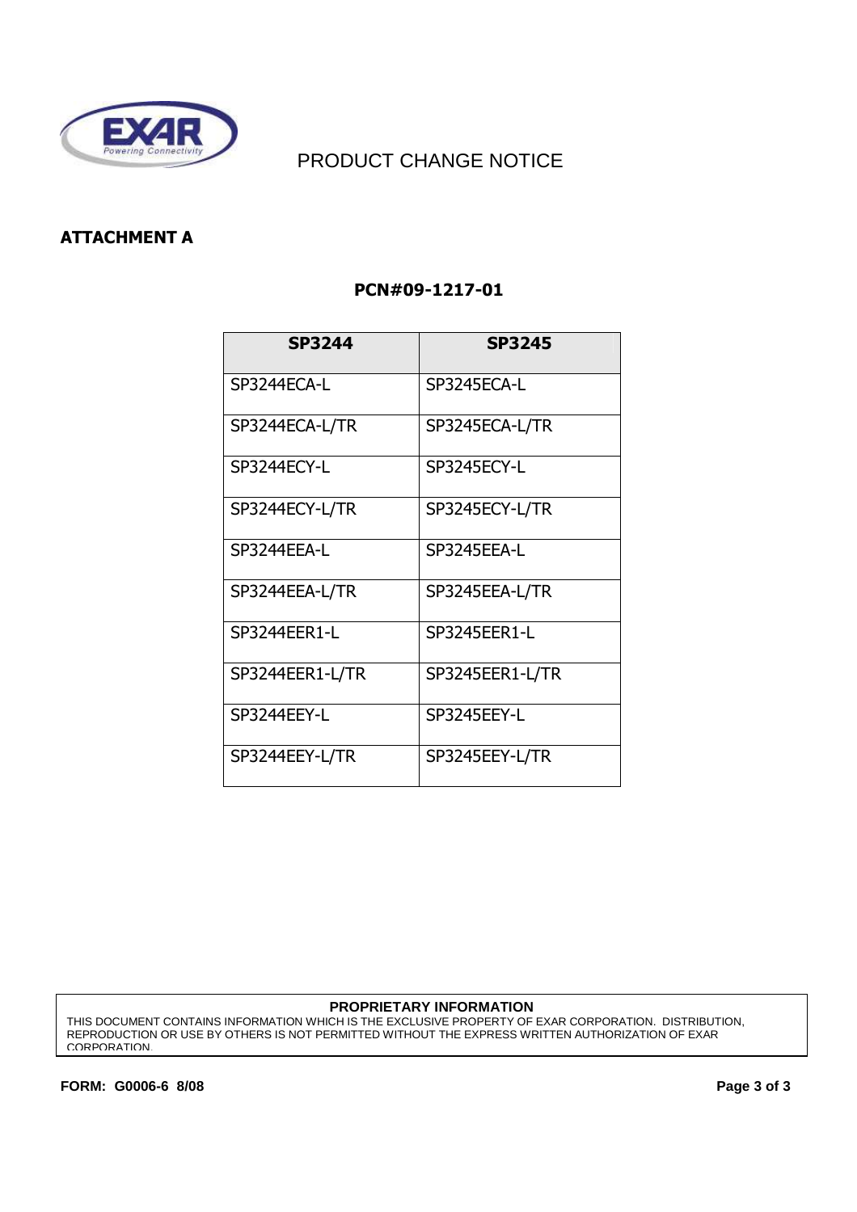PRODUCT CHANGE NOTICE

## ATTACHMENT A

**PCN#09-1217-01**

| SP3244 | SP3245 |
|---|---|
| SP3244ECA-L | SP3245ECA-L |
| SP3244ECA-L/TR | SP3245ECA-L/TR |
| SP3244ECY-L | SP3245ECY-L |
| SP3244ECY-L/TR | SP3245ECY-L/TR |
| SP3244EEA-L | SP3245EEA-L |
| SP3244EEA-L/TR | SP3245EEA-L/TR |
| SP3244EER1-L | SP3245EER1-L |
| SP3244EER1-L/TR | SP3245EER1-L/TR |
| SP3244EEY-L | SP3245EEY-L |
| SP3244EEY-L/TR | SP3245EEY-L/TR |

**PROPRIETARY INFORMATION**

THIS DOCUMENT CONTAINS INFORMATION WHICH IS THE EXCLUSIVE PROPERTY OF EXAR CORPORATION. DISTRIBUTION, REPRODUCTION OR USE BY OTHERS IS NOT PERMITTED WITHOUT THE EXPRESS WRITTEN AUTHORIZATION OF EXAR CORPORATION.

**FORM: G0006-6 8/08**